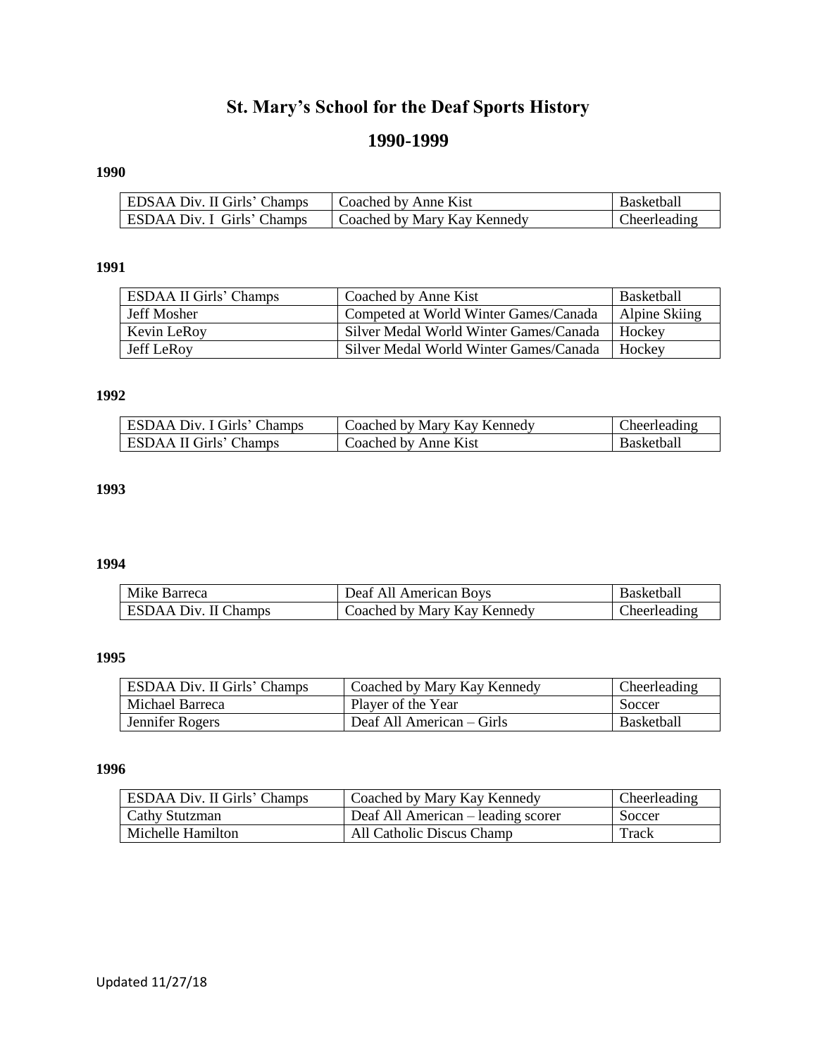# St. Mary's School for the Deaf Sports History

## 1990-1999

### 1990

| | | |
|---|---|---|
| EDSAA Div. II Girls' Champs | Coached by Anne Kist | Basketball |
| ESDAA Div. I Girls' Champs | Coached by Mary Kay Kennedy | Cheerleading |

### 1991

| | | |
|---|---|---|
| ESDAA II Girls' Champs | Coached by Anne Kist | Basketball |
| Jeff Mosher | Competed at World Winter Games/Canada | Alpine Skiing |
| Kevin LeRoy | Silver Medal World Winter Games/Canada | Hockey |
| Jeff LeRoy | Silver Medal World Winter Games/Canada | Hockey |

### 1992

| | | |
|---|---|---|
| ESDAA Div. I Girls' Champs | Coached by Mary Kay Kennedy | Cheerleading |
| ESDAA II Girls' Champs | Coached by Anne Kist | Basketball |

### 1993

### 1994

| | | |
|---|---|---|
| Mike Barreca | Deaf All American Boys | Basketball |
| ESDAA Div. II Champs | Coached by Mary Kay Kennedy | Cheerleading |

### 1995

| | | |
|---|---|---|
| ESDAA Div. II Girls' Champs | Coached by Mary Kay Kennedy | Cheerleading |
| Michael Barreca | Player of the Year | Soccer |
| Jennifer Rogers | Deaf All American – Girls | Basketball |

### 1996

| | | |
|---|---|---|
| ESDAA Div. II Girls' Champs | Coached by Mary Kay Kennedy | Cheerleading |
| Cathy Stutzman | Deaf All American – leading scorer | Soccer |
| Michelle Hamilton | All Catholic Discus Champ | Track |

Updated 11/27/18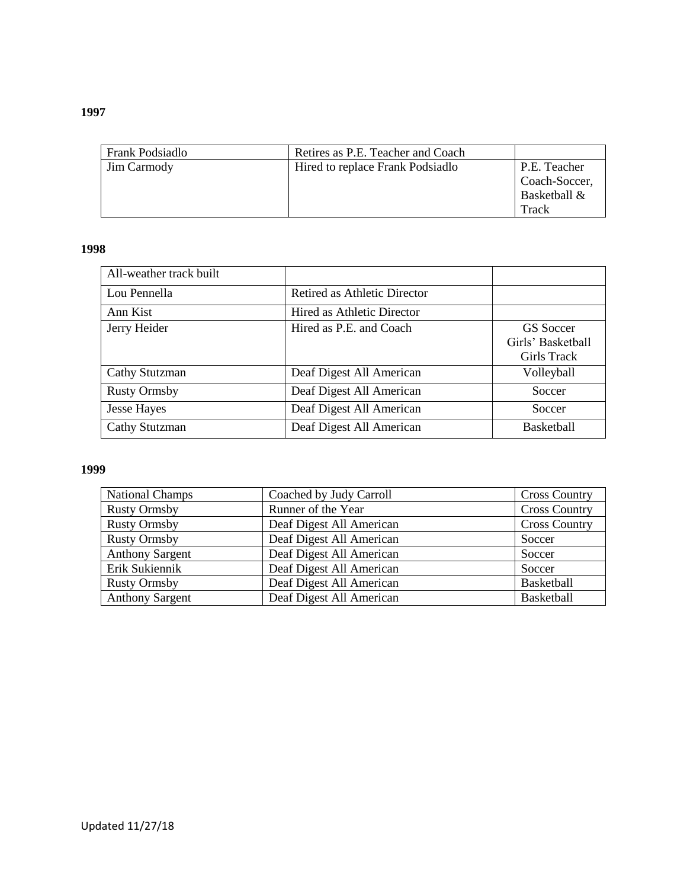**1997**

| | | |
|---|---|---|
| Frank Podsiadlo | Retires as P.E. Teacher and Coach | |
| Jim Carmody | Hired to replace Frank Podsiadlo | P.E. Teacher Coach-Soccer, Basketball & Track |

**1998**

| | | |
|---|---|---|
| All-weather track built | | |
| Lou Pennella | Retired as Athletic Director | |
| Ann Kist | Hired as Athletic Director | |
| Jerry Heider | Hired as P.E. and Coach | GS Soccer Girls' Basketball Girls Track |
| Cathy Stutzman | Deaf Digest All American | Volleyball |
| Rusty Ormsby | Deaf Digest All American | Soccer |
| Jesse Hayes | Deaf Digest All American | Soccer |
| Cathy Stutzman | Deaf Digest All American | Basketball |

**1999**

| | | |
|---|---|---|
| National Champs | Coached by Judy Carroll | Cross Country |
| Rusty Ormsby | Runner of the Year | Cross Country |
| Rusty Ormsby | Deaf Digest All American | Cross Country |
| Rusty Ormsby | Deaf Digest All American | Soccer |
| Anthony Sargent | Deaf Digest All American | Soccer |
| Erik Sukiennik | Deaf Digest All American | Soccer |
| Rusty Ormsby | Deaf Digest All American | Basketball |
| Anthony Sargent | Deaf Digest All American | Basketball |

Updated 11/27/18